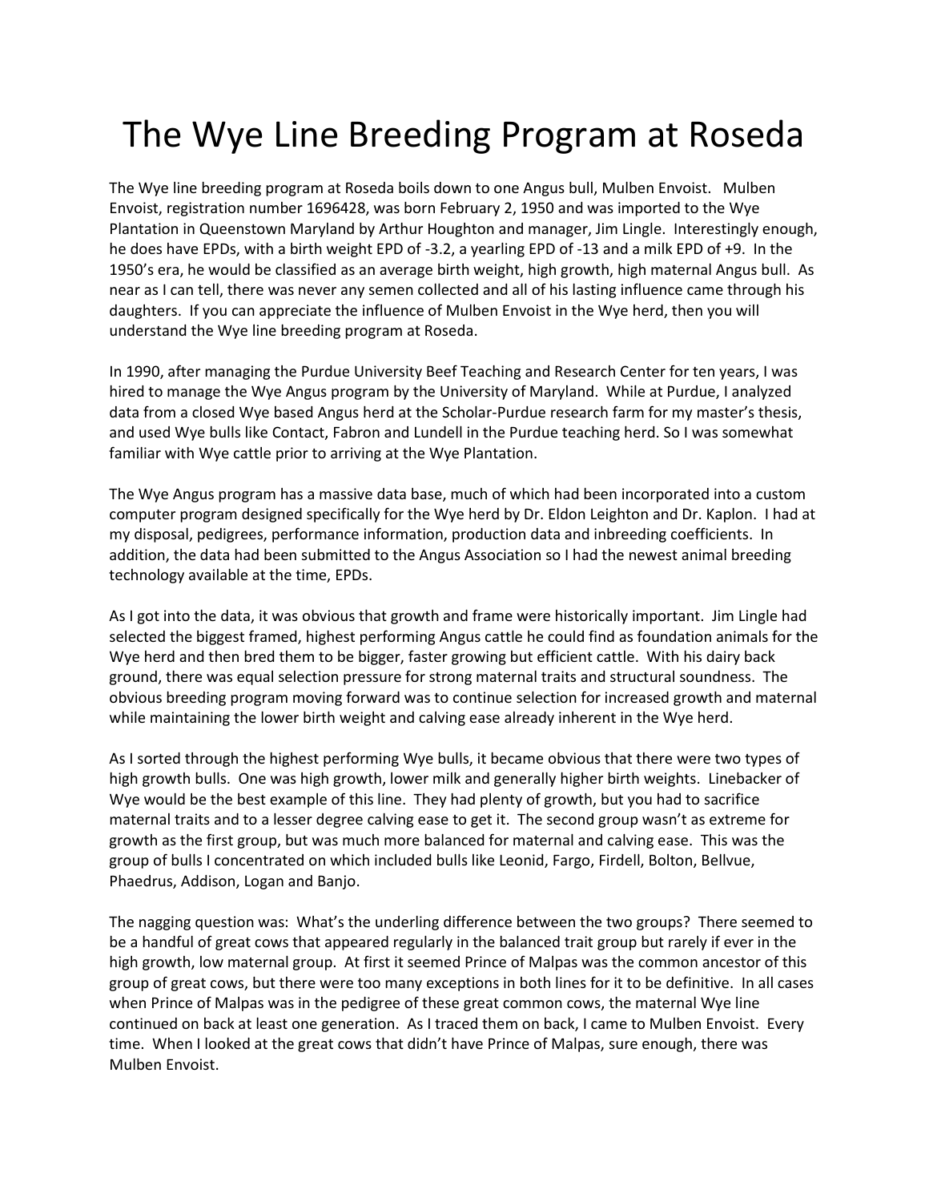# The Wye Line Breeding Program at Roseda

The Wye line breeding program at Roseda boils down to one Angus bull, Mulben Envoist. Mulben Envoist, registration number 1696428, was born February 2, 1950 and was imported to the Wye Plantation in Queenstown Maryland by Arthur Houghton and manager, Jim Lingle. Interestingly enough, he does have EPDs, with a birth weight EPD of -3.2, a yearling EPD of -13 and a milk EPD of +9. In the 1950's era, he would be classified as an average birth weight, high growth, high maternal Angus bull. As near as I can tell, there was never any semen collected and all of his lasting influence came through his daughters. If you can appreciate the influence of Mulben Envoist in the Wye herd, then you will understand the Wye line breeding program at Roseda.

In 1990, after managing the Purdue University Beef Teaching and Research Center for ten years, I was hired to manage the Wye Angus program by the University of Maryland. While at Purdue, I analyzed data from a closed Wye based Angus herd at the Scholar-Purdue research farm for my master's thesis, and used Wye bulls like Contact, Fabron and Lundell in the Purdue teaching herd. So I was somewhat familiar with Wye cattle prior to arriving at the Wye Plantation.

The Wye Angus program has a massive data base, much of which had been incorporated into a custom computer program designed specifically for the Wye herd by Dr. Eldon Leighton and Dr. Kaplon. I had at my disposal, pedigrees, performance information, production data and inbreeding coefficients. In addition, the data had been submitted to the Angus Association so I had the newest animal breeding technology available at the time, EPDs.

As I got into the data, it was obvious that growth and frame were historically important. Jim Lingle had selected the biggest framed, highest performing Angus cattle he could find as foundation animals for the Wye herd and then bred them to be bigger, faster growing but efficient cattle. With his dairy back ground, there was equal selection pressure for strong maternal traits and structural soundness. The obvious breeding program moving forward was to continue selection for increased growth and maternal while maintaining the lower birth weight and calving ease already inherent in the Wye herd.

As I sorted through the highest performing Wye bulls, it became obvious that there were two types of high growth bulls. One was high growth, lower milk and generally higher birth weights. Linebacker of Wye would be the best example of this line. They had plenty of growth, but you had to sacrifice maternal traits and to a lesser degree calving ease to get it. The second group wasn't as extreme for growth as the first group, but was much more balanced for maternal and calving ease. This was the group of bulls I concentrated on which included bulls like Leonid, Fargo, Firdell, Bolton, Bellvue, Phaedrus, Addison, Logan and Banjo.

The nagging question was: What's the underling difference between the two groups? There seemed to be a handful of great cows that appeared regularly in the balanced trait group but rarely if ever in the high growth, low maternal group. At first it seemed Prince of Malpas was the common ancestor of this group of great cows, but there were too many exceptions in both lines for it to be definitive. In all cases when Prince of Malpas was in the pedigree of these great common cows, the maternal Wye line continued on back at least one generation. As I traced them on back, I came to Mulben Envoist. Every time. When I looked at the great cows that didn't have Prince of Malpas, sure enough, there was Mulben Envoist.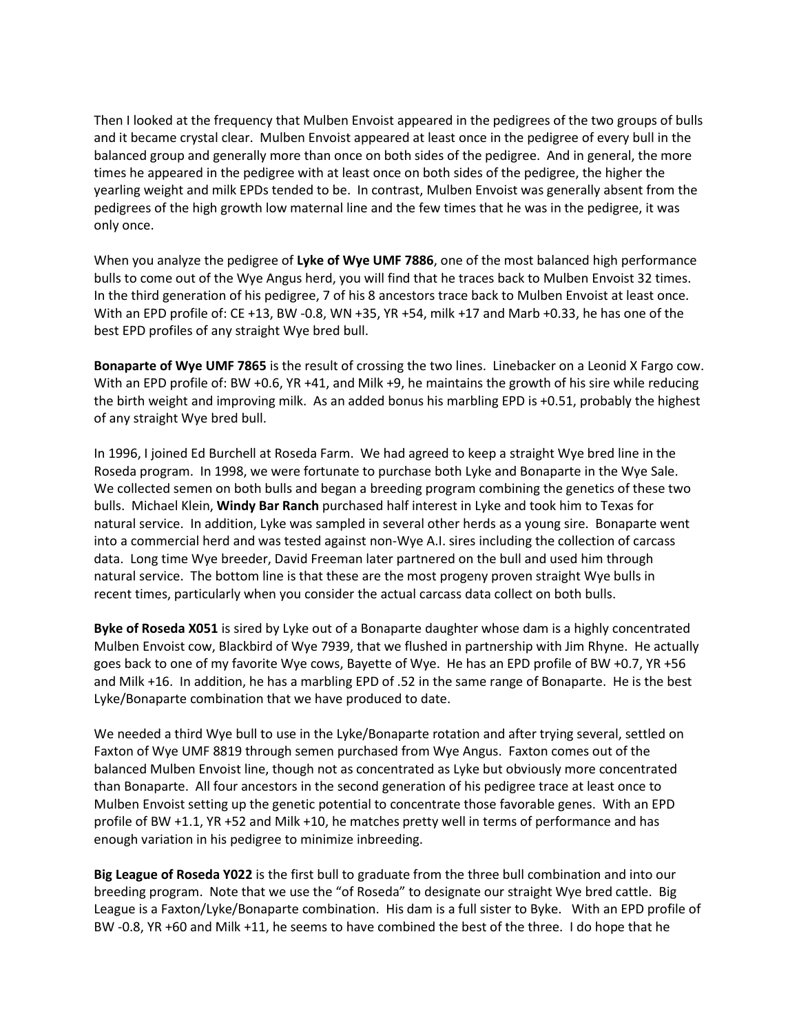Then I looked at the frequency that Mulben Envoist appeared in the pedigrees of the two groups of bulls and it became crystal clear. Mulben Envoist appeared at least once in the pedigree of every bull in the balanced group and generally more than once on both sides of the pedigree. And in general, the more times he appeared in the pedigree with at least once on both sides of the pedigree, the higher the yearling weight and milk EPDs tended to be. In contrast, Mulben Envoist was generally absent from the pedigrees of the high growth low maternal line and the few times that he was in the pedigree, it was only once.

When you analyze the pedigree of **Lyke of Wye UMF 7886**, one of the most balanced high performance bulls to come out of the Wye Angus herd, you will find that he traces back to Mulben Envoist 32 times. In the third generation of his pedigree, 7 of his 8 ancestors trace back to Mulben Envoist at least once. With an EPD profile of: CE +13, BW -0.8, WN +35, YR +54, milk +17 and Marb +0.33, he has one of the best EPD profiles of any straight Wye bred bull.

**Bonaparte of Wye UMF 7865** is the result of crossing the two lines. Linebacker on a Leonid X Fargo cow. With an EPD profile of: BW +0.6, YR +41, and Milk +9, he maintains the growth of his sire while reducing the birth weight and improving milk. As an added bonus his marbling EPD is +0.51, probably the highest of any straight Wye bred bull.

In 1996, I joined Ed Burchell at Roseda Farm. We had agreed to keep a straight Wye bred line in the Roseda program. In 1998, we were fortunate to purchase both Lyke and Bonaparte in the Wye Sale. We collected semen on both bulls and began a breeding program combining the genetics of these two bulls. Michael Klein, **Windy Bar Ranch** purchased half interest in Lyke and took him to Texas for natural service. In addition, Lyke was sampled in several other herds as a young sire. Bonaparte went into a commercial herd and was tested against non-Wye A.I. sires including the collection of carcass data. Long time Wye breeder, David Freeman later partnered on the bull and used him through natural service. The bottom line is that these are the most progeny proven straight Wye bulls in recent times, particularly when you consider the actual carcass data collect on both bulls.

**Byke of Roseda X051** is sired by Lyke out of a Bonaparte daughter whose dam is a highly concentrated Mulben Envoist cow, Blackbird of Wye 7939, that we flushed in partnership with Jim Rhyne. He actually goes back to one of my favorite Wye cows, Bayette of Wye. He has an EPD profile of BW +0.7, YR +56 and Milk +16. In addition, he has a marbling EPD of .52 in the same range of Bonaparte. He is the best Lyke/Bonaparte combination that we have produced to date.

We needed a third Wye bull to use in the Lyke/Bonaparte rotation and after trying several, settled on Faxton of Wye UMF 8819 through semen purchased from Wye Angus. Faxton comes out of the balanced Mulben Envoist line, though not as concentrated as Lyke but obviously more concentrated than Bonaparte. All four ancestors in the second generation of his pedigree trace at least once to Mulben Envoist setting up the genetic potential to concentrate those favorable genes. With an EPD profile of BW +1.1, YR +52 and Milk +10, he matches pretty well in terms of performance and has enough variation in his pedigree to minimize inbreeding.

**Big League of Roseda Y022** is the first bull to graduate from the three bull combination and into our breeding program. Note that we use the "of Roseda" to designate our straight Wye bred cattle. Big League is a Faxton/Lyke/Bonaparte combination. His dam is a full sister to Byke. With an EPD profile of BW -0.8, YR +60 and Milk +11, he seems to have combined the best of the three. I do hope that he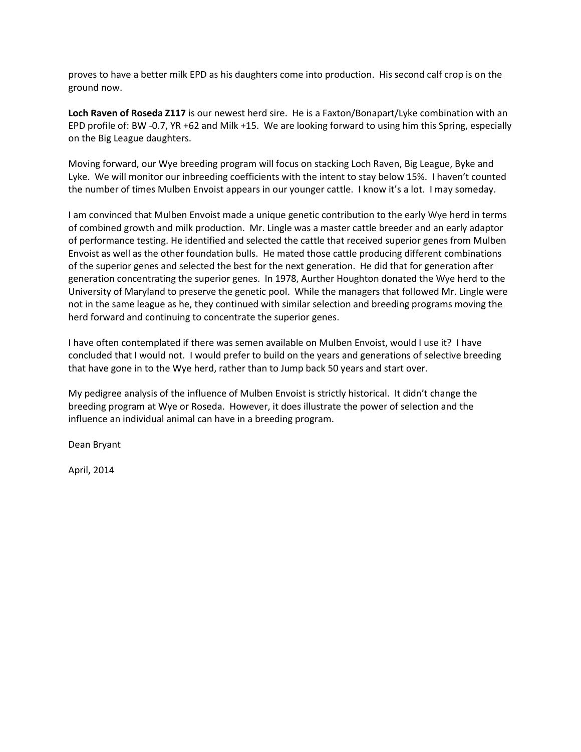proves to have a better milk EPD as his daughters come into production. His second calf crop is on the ground now.

**Loch Raven of Roseda Z117** is our newest herd sire. He is a Faxton/Bonapart/Lyke combination with an EPD profile of: BW -0.7, YR +62 and Milk +15. We are looking forward to using him this Spring, especially on the Big League daughters.

Moving forward, our Wye breeding program will focus on stacking Loch Raven, Big League, Byke and Lyke. We will monitor our inbreeding coefficients with the intent to stay below 15%. I haven't counted the number of times Mulben Envoist appears in our younger cattle. I know it's a lot. I may someday.

I am convinced that Mulben Envoist made a unique genetic contribution to the early Wye herd in terms of combined growth and milk production. Mr. Lingle was a master cattle breeder and an early adaptor of performance testing. He identified and selected the cattle that received superior genes from Mulben Envoist as well as the other foundation bulls. He mated those cattle producing different combinations of the superior genes and selected the best for the next generation. He did that for generation after generation concentrating the superior genes. In 1978, Aurther Houghton donated the Wye herd to the University of Maryland to preserve the genetic pool. While the managers that followed Mr. Lingle were not in the same league as he, they continued with similar selection and breeding programs moving the herd forward and continuing to concentrate the superior genes.

I have often contemplated if there was semen available on Mulben Envoist, would I use it? I have concluded that I would not. I would prefer to build on the years and generations of selective breeding that have gone in to the Wye herd, rather than to Jump back 50 years and start over.

My pedigree analysis of the influence of Mulben Envoist is strictly historical. It didn't change the breeding program at Wye or Roseda. However, it does illustrate the power of selection and the influence an individual animal can have in a breeding program.

Dean Bryant

April, 2014